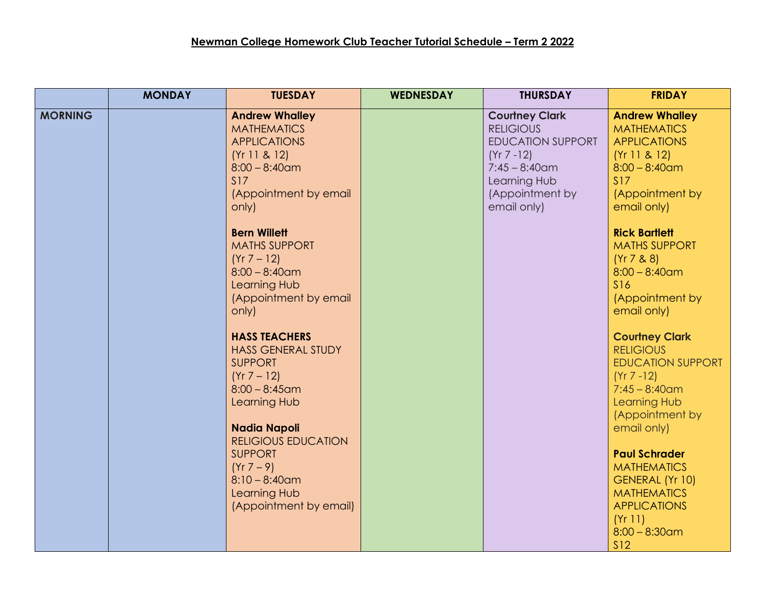# Newman College Homework Club Teacher Tutorial Schedule – Term 2 2022

| | MONDAY | TUESDAY | WEDNESDAY | THURSDAY | FRIDAY |
|---|---|---|---|---|---|
| **MORNING** | | **Andrew Whalley**<br>MATHEMATICS APPLICATIONS<br>(Yr 11 & 12)<br>8:00 – 8:40am<br>S17<br>(Appointment by email only)<br><br>**Bern Willett**<br>MATHS SUPPORT<br>(Yr 7 – 12)<br>8:00 – 8:40am<br>Learning Hub<br>(Appointment by email only)<br><br>**HASS TEACHERS**<br>HASS GENERAL STUDY SUPPORT<br>(Yr 7 – 12)<br>8:00 – 8:45am<br>Learning Hub<br><br>**Nadia Napoli**<br>RELIGIOUS EDUCATION SUPPORT<br>(Yr 7 – 9)<br>8:10 – 8:40am<br>Learning Hub<br>(Appointment by email) | | **Courtney Clark**<br>RELIGIOUS EDUCATION SUPPORT<br>(Yr 7 -12)<br>7:45 – 8:40am<br>Learning Hub<br>(Appointment by email only) | **Andrew Whalley**<br>MATHEMATICS APPLICATIONS<br>(Yr 11 & 12)<br>8:00 – 8:40am<br>S17<br>(Appointment by email only)<br><br>**Rick Bartlett**<br>MATHS SUPPORT<br>(Yr 7 & 8)<br>8:00 – 8:40am<br>S16<br>(Appointment by email only)<br><br>**Courtney Clark**<br>RELIGIOUS EDUCATION SUPPORT<br>(Yr 7 -12)<br>7:45 – 8:40am<br>Learning Hub<br>(Appointment by email only)<br><br>**Paul Schrader**<br>MATHEMATICS GENERAL (Yr 10)<br>MATHEMATICS APPLICATIONS<br>(Yr 11)<br>8:00 – 8:30am<br>S12 |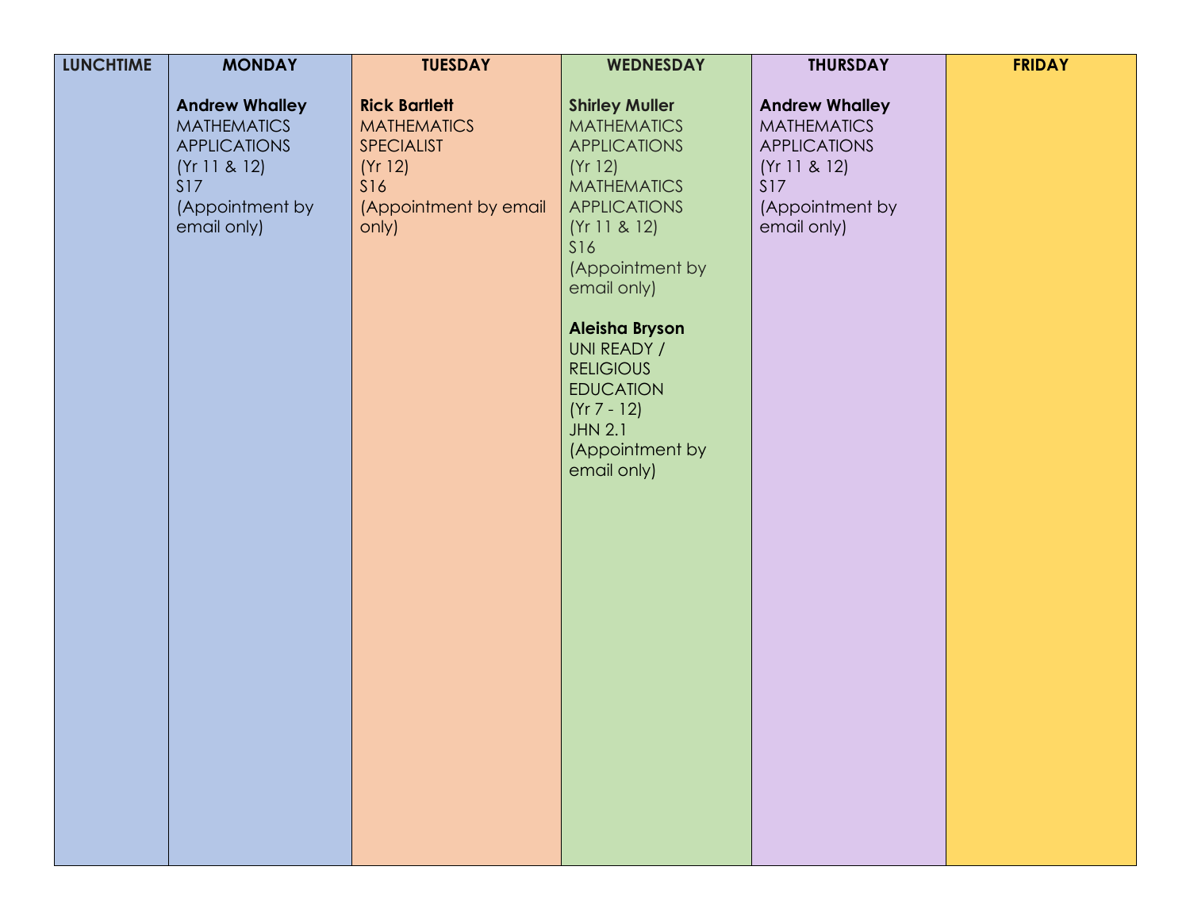| LUNCHTIME | MONDAY | TUESDAY | WEDNESDAY | THURSDAY | FRIDAY |
|---|---|---|---|---|---|
| | **Andrew Whalley**<br>MATHEMATICS APPLICATIONS<br>(Yr 11 & 12)<br>S17<br>(Appointment by email only) | **Rick Bartlett**<br>MATHEMATICS SPECIALIST<br>(Yr 12)<br>S16<br>(Appointment by email only) | **Shirley Muller**<br>MATHEMATICS APPLICATIONS<br>(Yr 12)<br>MATHEMATICS APPLICATIONS<br>(Yr 11 & 12)<br>S16<br>(Appointment by email only)<br><br>**Aleisha Bryson**<br>UNI READY / RELIGIOUS EDUCATION<br>(Yr 7 - 12)<br>JHN 2.1<br>(Appointment by email only) | **Andrew Whalley**<br>MATHEMATICS APPLICATIONS<br>(Yr 11 & 12)<br>S17<br>(Appointment by email only) | |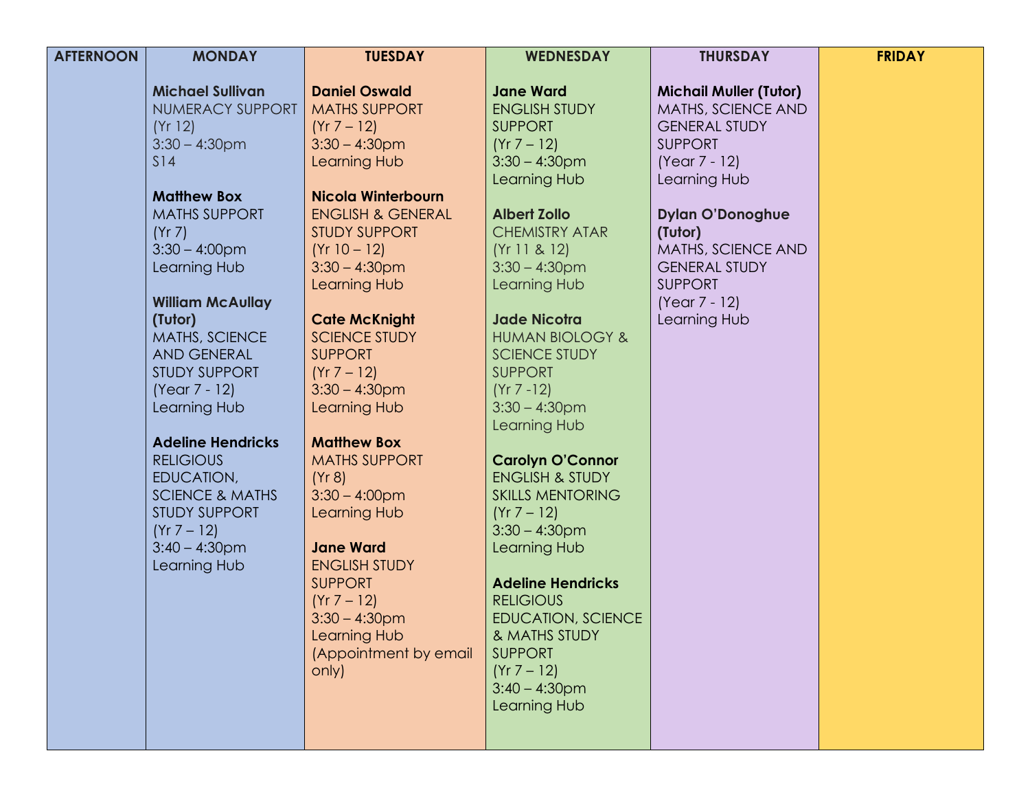| AFTERNOON | MONDAY | TUESDAY | WEDNESDAY | THURSDAY | FRIDAY |
|---|---|---|---|---|---|
| | **Michael Sullivan**<br>NUMERACY SUPPORT<br>(Yr 12)<br>3:30 – 4:30pm<br>S14<br><br>**Matthew Box**<br>MATHS SUPPORT<br>(Yr 7)<br>3:30 – 4:00pm<br>Learning Hub<br><br>**William McAullay (Tutor)**<br>MATHS, SCIENCE AND GENERAL STUDY SUPPORT<br>(Year 7 - 12)<br>Learning Hub<br><br>**Adeline Hendricks**<br>RELIGIOUS EDUCATION, SCIENCE & MATHS STUDY SUPPORT<br>(Yr 7 – 12)<br>3:40 – 4:30pm<br>Learning Hub | **Daniel Oswald**<br>MATHS SUPPORT<br>(Yr 7 – 12)<br>3:30 – 4:30pm<br>Learning Hub<br><br>**Nicola Winterbourn**<br>ENGLISH & GENERAL STUDY SUPPORT<br>(Yr 10 – 12)<br>3:30 – 4:30pm<br>Learning Hub<br><br>**Cate McKnight**<br>SCIENCE STUDY SUPPORT<br>(Yr 7 – 12)<br>3:30 – 4:30pm<br>Learning Hub<br><br>**Matthew Box**<br>MATHS SUPPORT<br>(Yr 8)<br>3:30 – 4:00pm<br>Learning Hub<br><br>**Jane Ward**<br>ENGLISH STUDY SUPPORT<br>(Yr 7 – 12)<br>3:30 – 4:30pm<br>Learning Hub<br>(Appointment by email only) | **Jane Ward**<br>ENGLISH STUDY SUPPORT<br>(Yr 7 – 12)<br>3:30 – 4:30pm<br>Learning Hub<br><br>**Albert Zollo**<br>CHEMISTRY ATAR<br>(Yr 11 & 12)<br>3:30 – 4:30pm<br>Learning Hub<br><br>**Jade Nicotra**<br>HUMAN BIOLOGY & SCIENCE STUDY SUPPORT<br>(Yr 7 -12)<br>3:30 – 4:30pm<br>Learning Hub<br><br>**Carolyn O'Connor**<br>ENGLISH & STUDY SKILLS MENTORING<br>(Yr 7 – 12)<br>3:30 – 4:30pm<br>Learning Hub<br><br>**Adeline Hendricks**<br>RELIGIOUS EDUCATION, SCIENCE & MATHS STUDY SUPPORT<br>(Yr 7 – 12)<br>3:40 – 4:30pm<br>Learning Hub | **Michail Muller (Tutor)**<br>MATHS, SCIENCE AND GENERAL STUDY SUPPORT<br>(Year 7 - 12)<br>Learning Hub<br><br>**Dylan O'Donoghue (Tutor)**<br>MATHS, SCIENCE AND GENERAL STUDY SUPPORT<br>(Year 7 - 12)<br>Learning Hub | |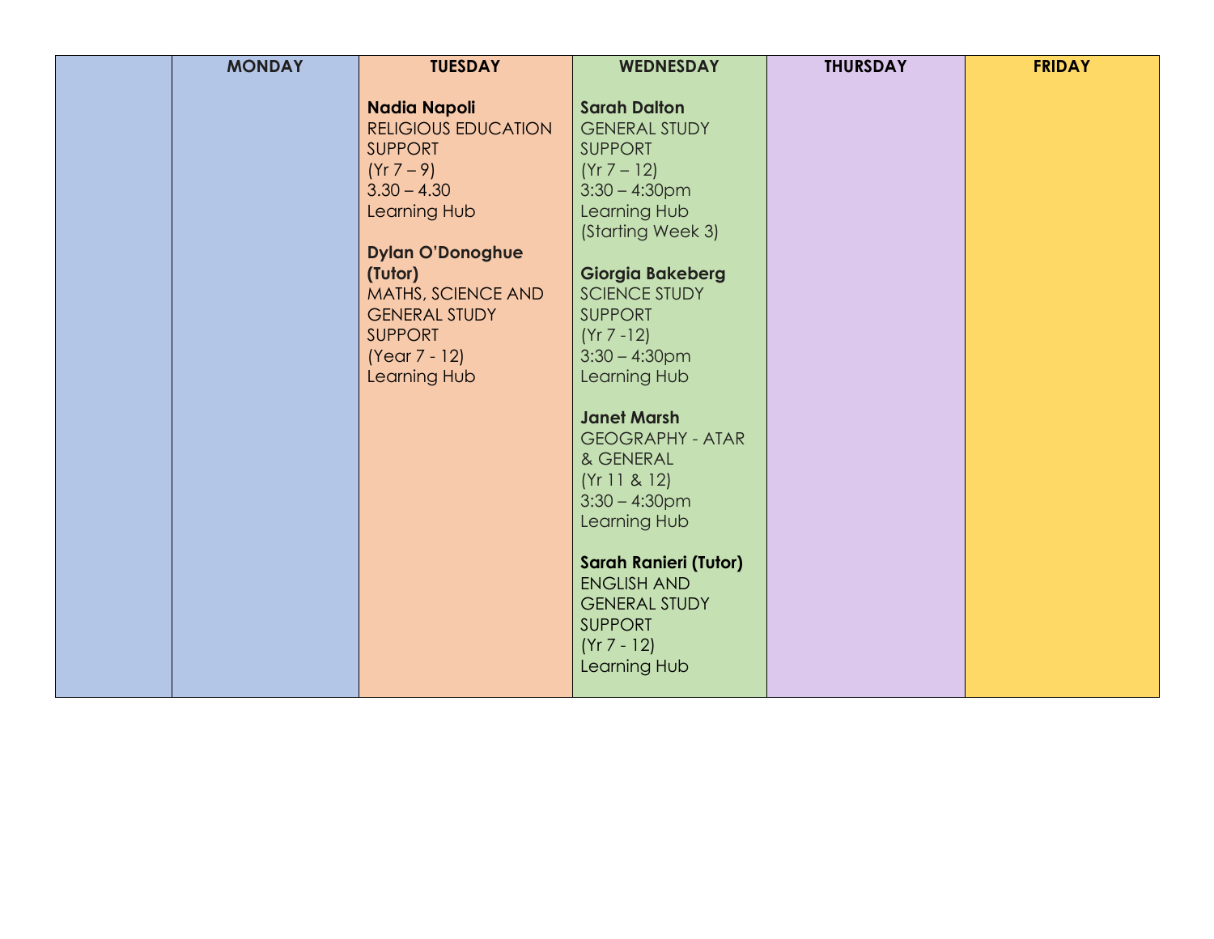| | MONDAY | TUESDAY | WEDNESDAY | THURSDAY | FRIDAY |
|---|---|---|---|---|---|
| | | **Nadia Napoli**<br>RELIGIOUS EDUCATION SUPPORT<br>(Yr 7 – 9)<br>3.30 – 4.30<br>Learning Hub<br><br>**Dylan O'Donoghue (Tutor)**<br>MATHS, SCIENCE AND GENERAL STUDY SUPPORT<br>(Year 7 - 12)<br>Learning Hub | **Sarah Dalton**<br>GENERAL STUDY SUPPORT<br>(Yr 7 – 12)<br>3:30 – 4:30pm<br>Learning Hub<br>(Starting Week 3)<br><br>**Giorgia Bakeberg**<br>SCIENCE STUDY SUPPORT<br>(Yr 7 -12)<br>3:30 – 4:30pm<br>Learning Hub<br><br>**Janet Marsh**<br>GEOGRAPHY - ATAR & GENERAL<br>(Yr 11 & 12)<br>3:30 – 4:30pm<br>Learning Hub<br><br>**Sarah Ranieri (Tutor)**<br>ENGLISH AND GENERAL STUDY SUPPORT<br>(Yr 7 - 12)<br>Learning Hub | | |